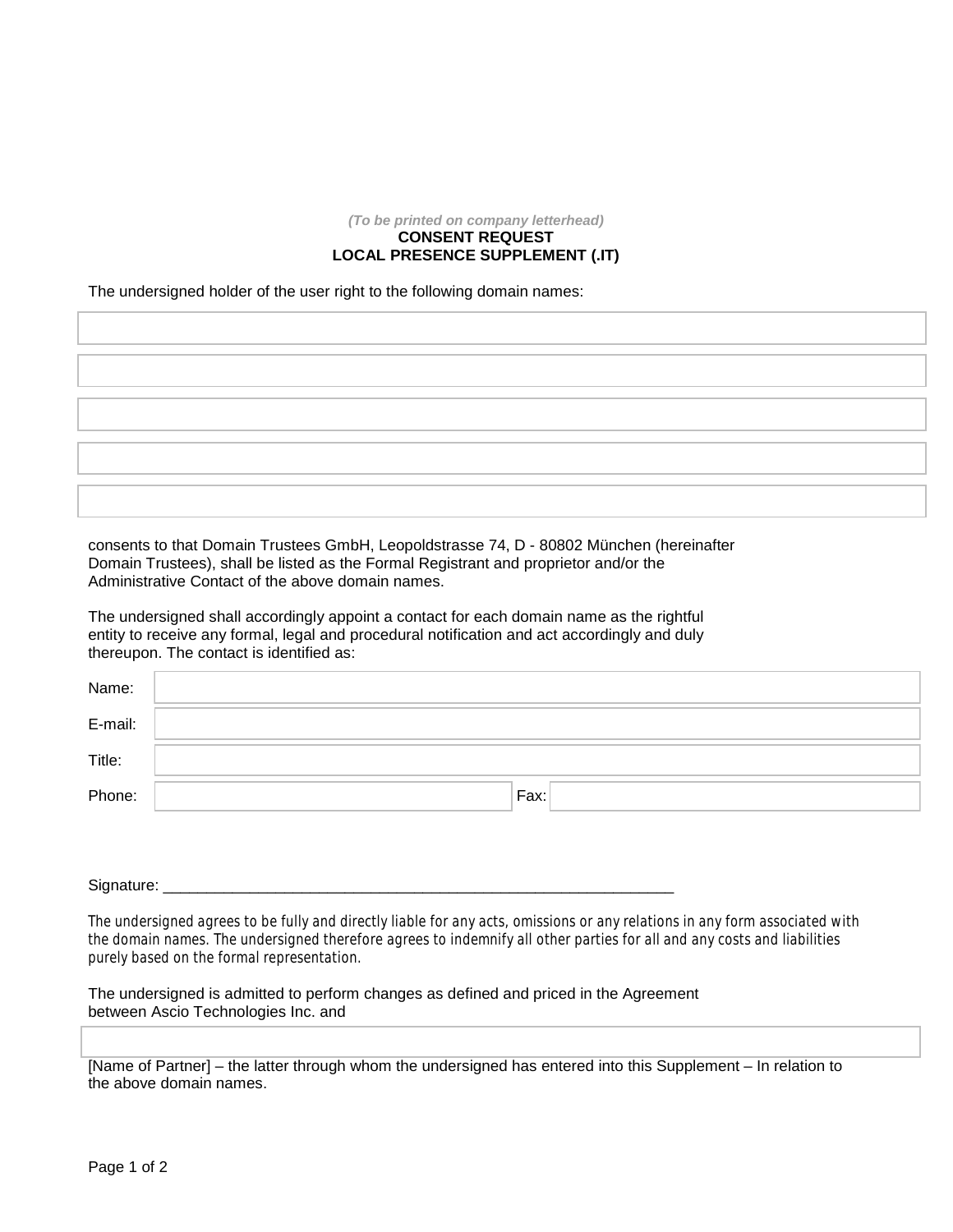*(To be printed on company letterhead)*

**CONSENT REQUEST**
**LOCAL PRESENCE SUPPLEMENT (.IT)**

The undersigned holder of the user right to the following domain names:

| |
|---|
| |
| |
| |
| |
| |

consents to that Domain Trustees GmbH, Leopoldstrasse 74, D - 80802 München (hereinafter Domain Trustees), shall be listed as the Formal Registrant and proprietor and/or the Administrative Contact of the above domain names.

The undersigned shall accordingly appoint a contact for each domain name as the rightful entity to receive any formal, legal and procedural notification and act accordingly and duly thereupon. The contact is identified as:

| | | | |
|---|---|---|---|
| Name: | | | |
| E-mail: | | | |
| Title: | | | |
| Phone: | | Fax: | |

Signature: ___________________________________________________________

*The undersigned agrees to be fully and directly liable for any acts, omissions or any relations in any form associated with the domain names. The undersigned therefore agrees to indemnify all other parties for all and any costs and liabilities purely based on the formal representation.*

The undersigned is admitted to perform changes as defined and priced in the Agreement between Ascio Technologies Inc. and

| |
|---|
| |

[Name of Partner] – the latter through whom the undersigned has entered into this Supplement – In relation to the above domain names.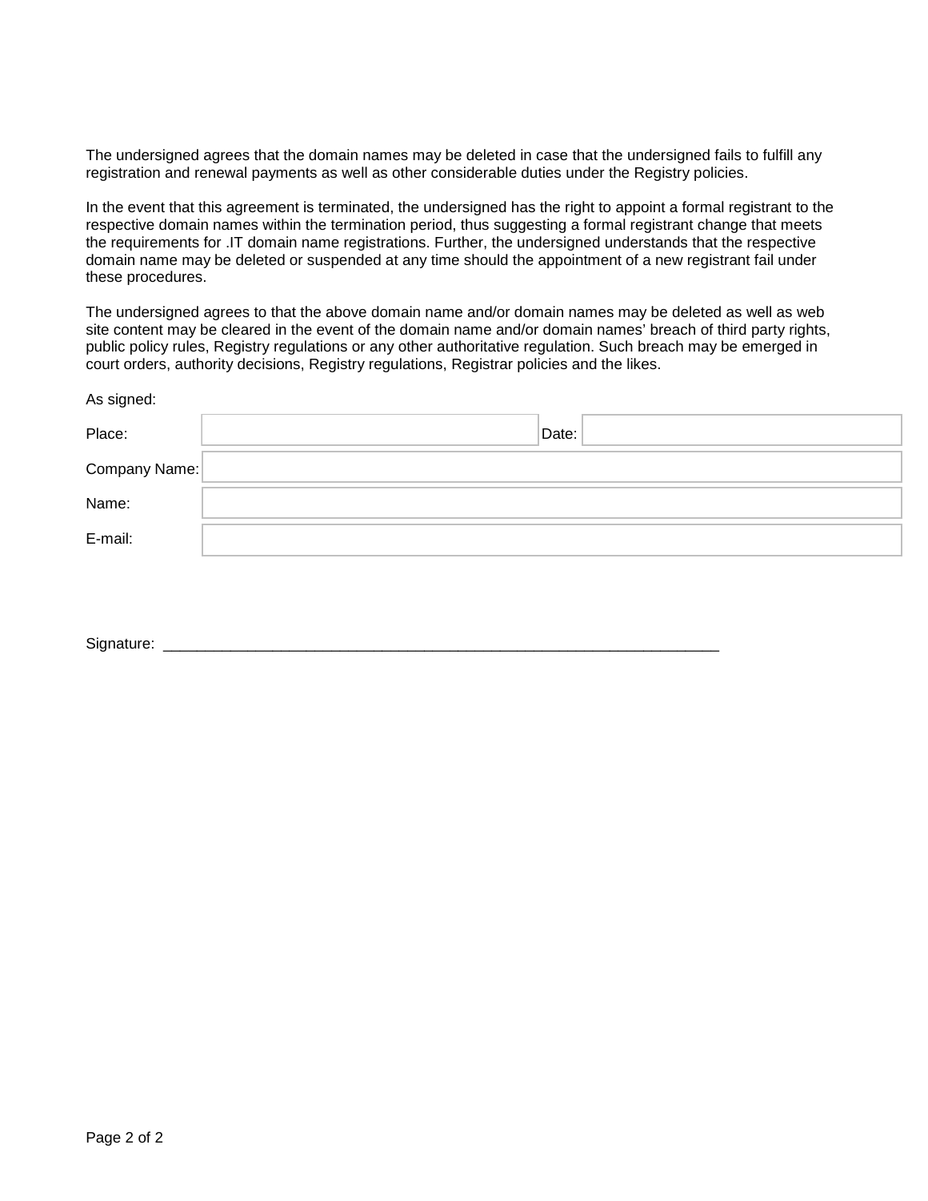The undersigned agrees that the domain names may be deleted in case that the undersigned fails to fulfill any registration and renewal payments as well as other considerable duties under the Registry policies.

In the event that this agreement is terminated, the undersigned has the right to appoint a formal registrant to the respective domain names within the termination period, thus suggesting a formal registrant change that meets the requirements for .IT domain name registrations. Further, the undersigned understands that the respective domain name may be deleted or suspended at any time should the appointment of a new registrant fail under these procedures.

The undersigned agrees to that the above domain name and/or domain names may be deleted as well as web site content may be cleared in the event of the domain name and/or domain names' breach of third party rights, public policy rules, Registry regulations or any other authoritative regulation. Such breach may be emerged in court orders, authority decisions, Registry regulations, Registrar policies and the likes.

As signed:

| | | | |
|---|---|---|---|
| Place: | | Date: | |
| Company Name: | | | |
| Name: | | | |
| E-mail: | | | |

Signature: ___________________________________________________________________